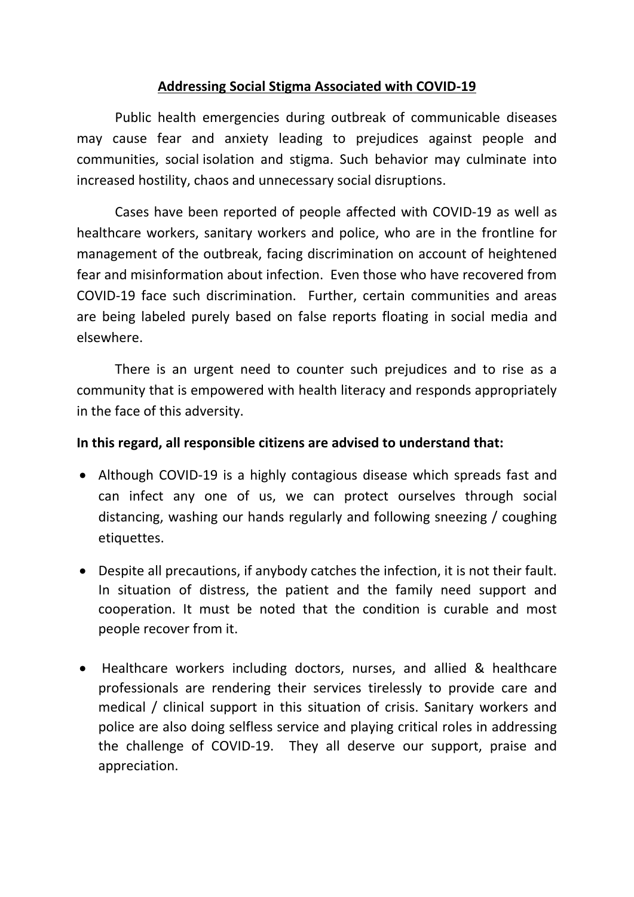# Addressing Social Stigma Associated with COVID-19

Public health emergencies during outbreak of communicable diseases may cause fear and anxiety leading to prejudices against people and communities, social isolation and stigma. Such behavior may culminate into increased hostility, chaos and unnecessary social disruptions.

Cases have been reported of people affected with COVID-19 as well as healthcare workers, sanitary workers and police, who are in the frontline for management of the outbreak, facing discrimination on account of heightened fear and misinformation about infection. Even those who have recovered from COVID-19 face such discrimination. Further, certain communities and areas are being labeled purely based on false reports floating in social media and elsewhere.

There is an urgent need to counter such prejudices and to rise as a community that is empowered with health literacy and responds appropriately in the face of this adversity.

**In this regard, all responsible citizens are advised to understand that:**

- Although COVID-19 is a highly contagious disease which spreads fast and can infect any one of us, we can protect ourselves through social distancing, washing our hands regularly and following sneezing / coughing etiquettes.
- Despite all precautions, if anybody catches the infection, it is not their fault. In situation of distress, the patient and the family need support and cooperation. It must be noted that the condition is curable and most people recover from it.
- Healthcare workers including doctors, nurses, and allied & healthcare professionals are rendering their services tirelessly to provide care and medical / clinical support in this situation of crisis. Sanitary workers and police are also doing selfless service and playing critical roles in addressing the challenge of COVID-19. They all deserve our support, praise and appreciation.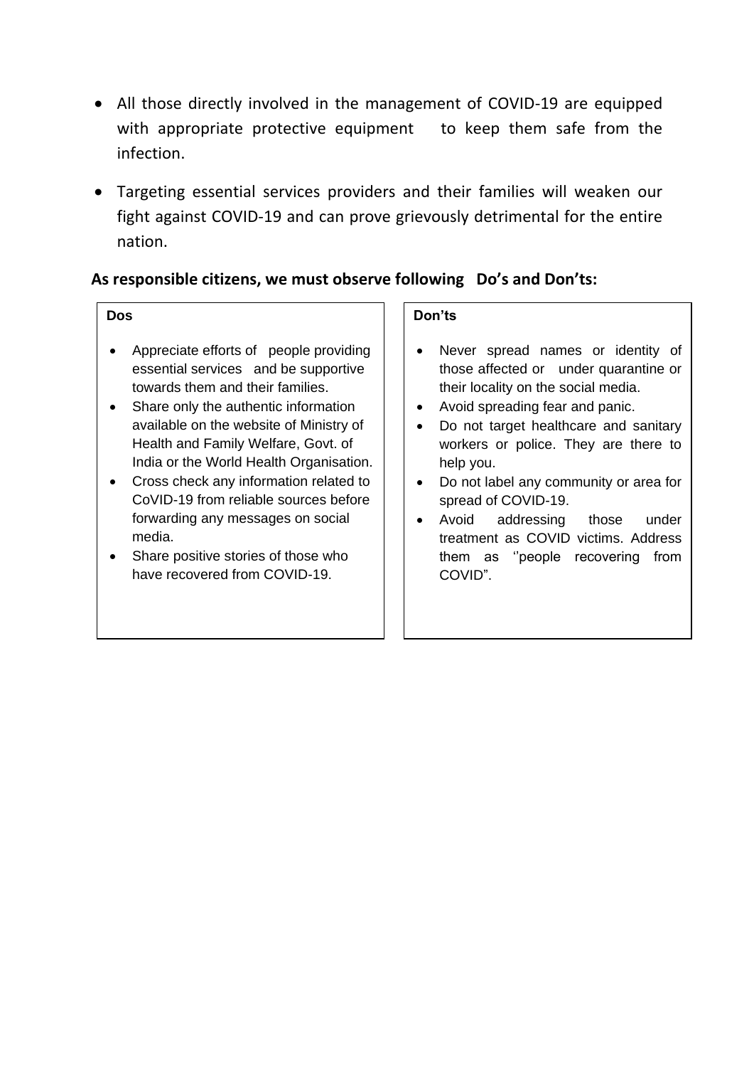- All those directly involved in the management of COVID-19 are equipped with appropriate protective equipment to keep them safe from the infection.
- Targeting essential services providers and their families will weaken our fight against COVID-19 and can prove grievously detrimental for the entire nation.

**As responsible citizens, we must observe following Do's and Don'ts:**

**Dos**

- Appreciate efforts of people providing essential services and be supportive towards them and their families.
- Share only the authentic information available on the website of Ministry of Health and Family Welfare, Govt. of India or the World Health Organisation.
- Cross check any information related to CoVID-19 from reliable sources before forwarding any messages on social media.
- Share positive stories of those who have recovered from COVID-19.

**Don'ts**

- Never spread names or identity of those affected or under quarantine or their locality on the social media.
- Avoid spreading fear and panic.
- Do not target healthcare and sanitary workers or police. They are there to help you.
- Do not label any community or area for spread of COVID-19.
- Avoid addressing those under treatment as COVID victims. Address them as ''people recovering from COVID".